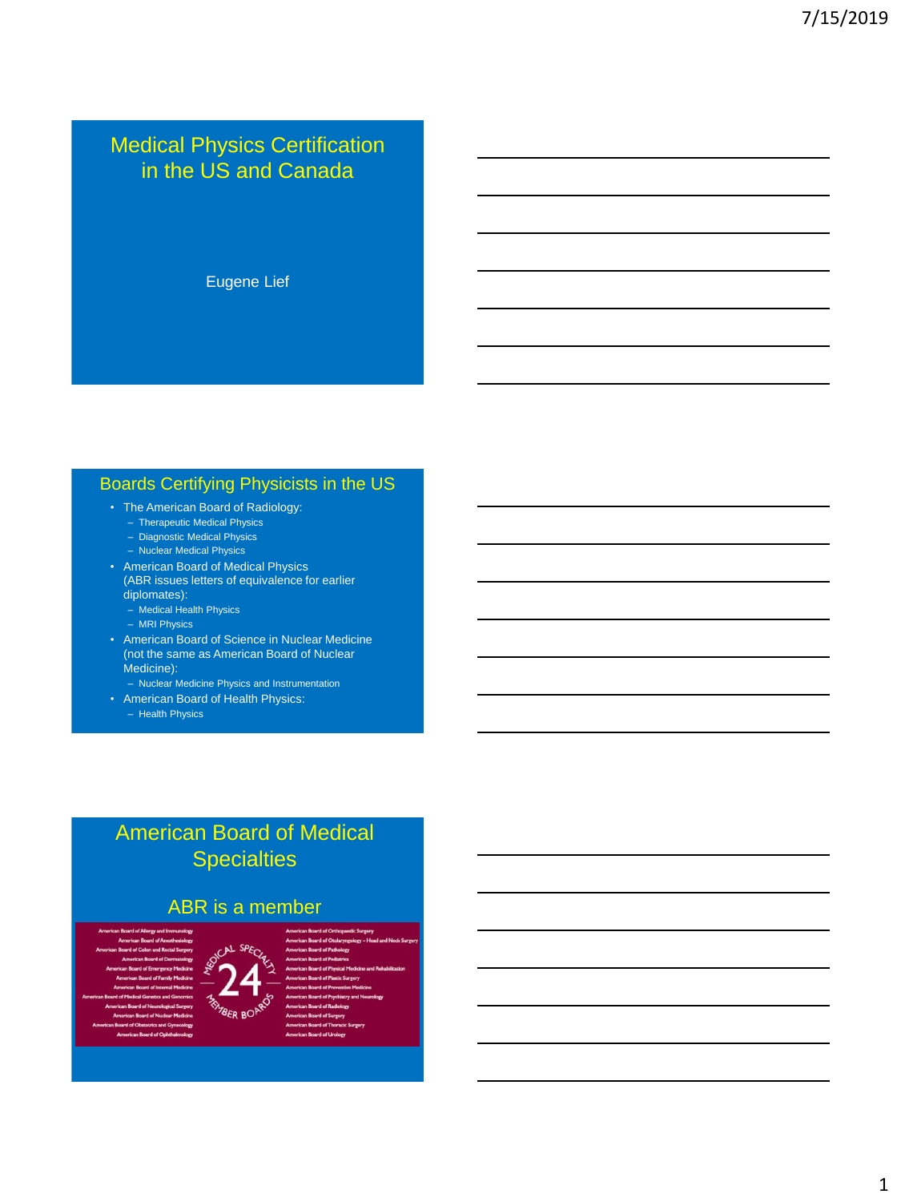# Medical Physics Certification in the US and Canada

Eugene Lief

## Boards Certifying Physicists in the US

- The American Board of Radiology:
  - Therapeutic Medical Physics
  - Diagnostic Medical Physics
  - Nuclear Medical Physics
- American Board of Medical Physics (ABR issues letters of equivalence for earlier diplomates):
  - Medical Health Physics
  - MRI Physics
- American Board of Science in Nuclear Medicine (not the same as American Board of Nuclear Medicine):
  - Nuclear Medicine Physics and Instrumentation
- American Board of Health Physics:
  - Health Physics

## American Board of Medical Specialties

### ABR is a member

MEDICAL SPECIALTY 24 MEMBER BOARDS

- American Board of Allergy and Immunology
- American Board of Anesthesiology
- American Board of Colon and Rectal Surgery
- American Board of Dermatology
- American Board of Emergency Medicine
- American Board of Family Medicine
- American Board of Internal Medicine
- American Board of Medical Genetics and Genomics
- American Board of Neurological Surgery
- American Board of Nuclear Medicine
- American Board of Obstetrics and Gynecology
- American Board of Ophthalmology
- American Board of Orthopaedic Surgery
- American Board of Otolaryngology – Head and Neck Surgery
- American Board of Pathology
- American Board of Pediatrics
- American Board of Physical Medicine and Rehabilitation
- American Board of Plastic Surgery
- American Board of Preventive Medicine
- American Board of Psychiatry and Neurology
- American Board of Radiology
- American Board of Surgery
- American Board of Thoracic Surgery
- American Board of Urology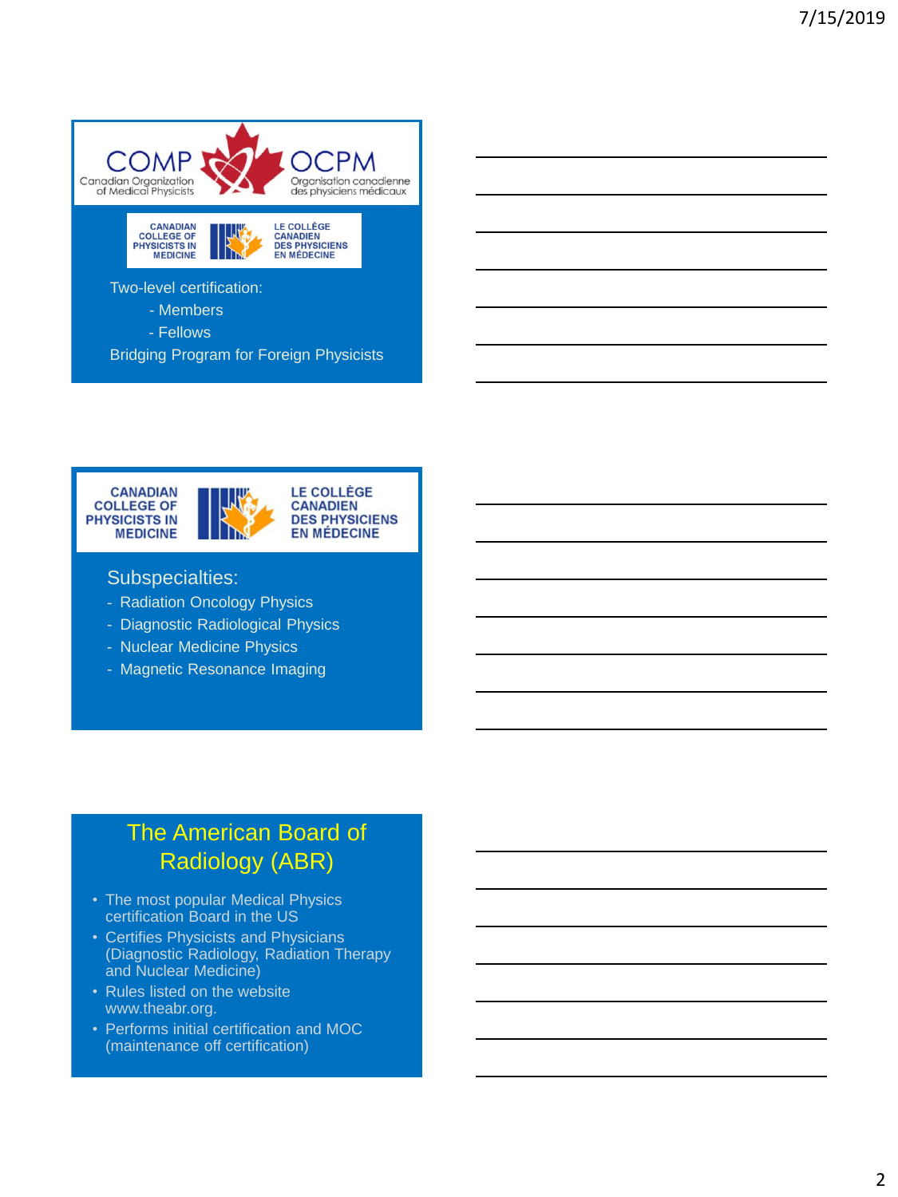COMP — Canadian Organization of Medical Physicists

OCPM — Organisation canadienne des physiciens médicaux

CANADIAN COLLEGE OF PHYSICISTS IN MEDICINE — LE COLLÈGE CANADIEN DES PHYSICIENS EN MÉDECINE

Two-level certification:

- Members
- Fellows

Bridging Program for Foreign Physicists

CANADIAN COLLEGE OF PHYSICISTS IN MEDICINE — LE COLLÈGE CANADIEN DES PHYSICIENS EN MÉDECINE

Subspecialties:

- Radiation Oncology Physics
- Diagnostic Radiological Physics
- Nuclear Medicine Physics
- Magnetic Resonance Imaging

## The American Board of Radiology (ABR)

- The most popular Medical Physics certification Board in the US
- Certifies Physicists and Physicians (Diagnostic Radiology, Radiation Therapy and Nuclear Medicine)
- Rules listed on the website www.theabr.org.
- Performs initial certification and MOC (maintenance off certification)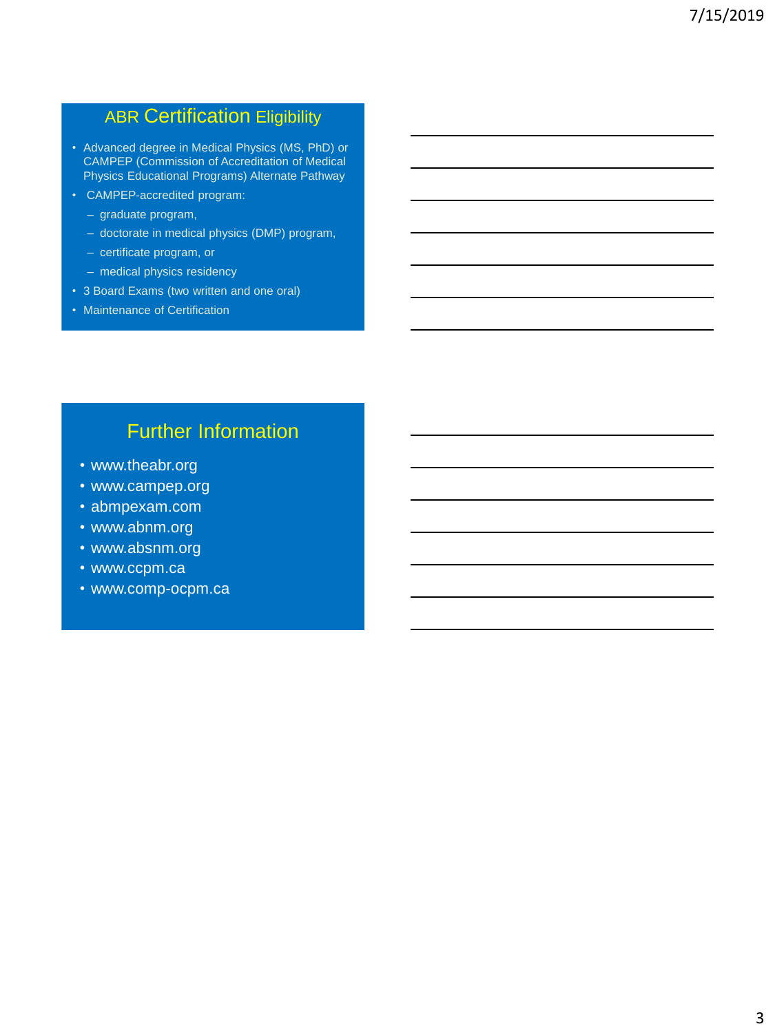## ABR Certification Eligibility

- Advanced degree in Medical Physics (MS, PhD) or CAMPEP (Commission of Accreditation of Medical Physics Educational Programs) Alternate Pathway
- CAMPEP-accredited program:
  - graduate program,
  - doctorate in medical physics (DMP) program,
  - certificate program, or
  - medical physics residency
- 3 Board Exams (two written and one oral)
- Maintenance of Certification

## Further Information

- www.theabr.org
- www.campep.org
- abmpexam.com
- www.abnm.org
- www.absnm.org
- www.ccpm.ca
- www.comp-ocpm.ca